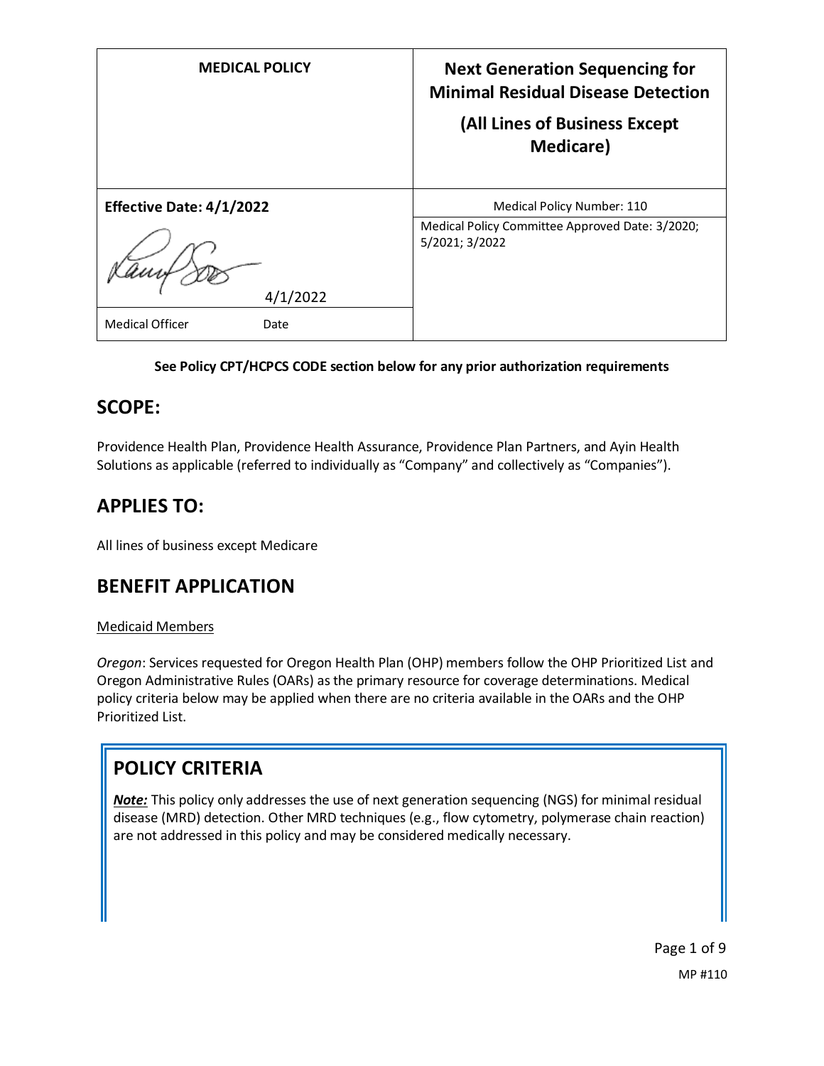| MEDICAL POLICY | Next Generation Sequencing for Minimal Residual Disease Detection (All Lines of Business Except Medicare) |
|---|---|
| **Effective Date: 4/1/2022** | Medical Policy Number: 110 |
| 4/1/2022 | Medical Policy Committee Approved Date: 3/2020; 5/2021; 3/2022 |
| Medical Officer Date | |

**See Policy CPT/HCPCS CODE section below for any prior authorization requirements**

## SCOPE:

Providence Health Plan, Providence Health Assurance, Providence Plan Partners, and Ayin Health Solutions as applicable (referred to individually as "Company" and collectively as "Companies").

## APPLIES TO:

All lines of business except Medicare

## BENEFIT APPLICATION

Medicaid Members

*Oregon*: Services requested for Oregon Health Plan (OHP) members follow the OHP Prioritized List and Oregon Administrative Rules (OARs) as the primary resource for coverage determinations. Medical policy criteria below may be applied when there are no criteria available in the OARs and the OHP Prioritized List.

## POLICY CRITERIA

***Note:*** This policy only addresses the use of next generation sequencing (NGS) for minimal residual disease (MRD) detection. Other MRD techniques (e.g., flow cytometry, polymerase chain reaction) are not addressed in this policy and may be considered medically necessary.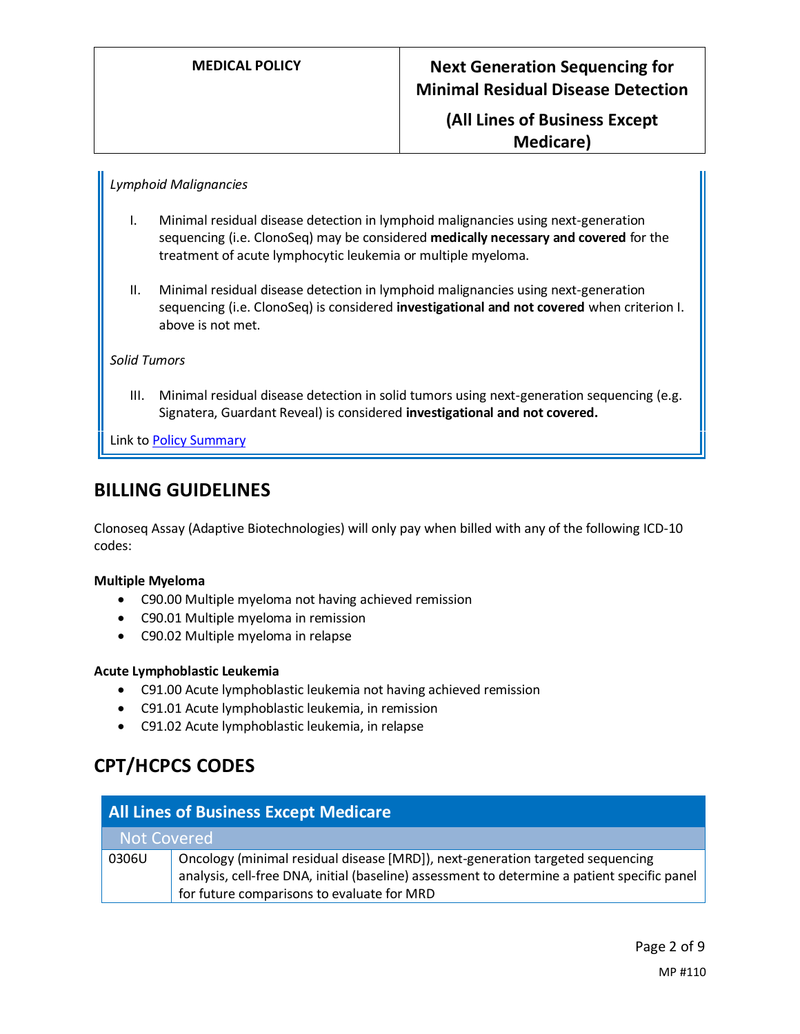*Lymphoid Malignancies*

I. Minimal residual disease detection in lymphoid malignancies using next-generation sequencing (i.e. ClonoSeq) may be considered **medically necessary and covered** for the treatment of acute lymphocytic leukemia or multiple myeloma.

II. Minimal residual disease detection in lymphoid malignancies using next-generation sequencing (i.e. ClonoSeq) is considered **investigational and not covered** when criterion I. above is not met.

*Solid Tumors*

III. Minimal residual disease detection in solid tumors using next-generation sequencing (e.g. Signatera, Guardant Reveal) is considered **investigational and not covered.**

Link to Policy Summary

## BILLING GUIDELINES

Clonoseq Assay (Adaptive Biotechnologies) will only pay when billed with any of the following ICD-10 codes:

**Multiple Myeloma**

- C90.00 Multiple myeloma not having achieved remission
- C90.01 Multiple myeloma in remission
- C90.02 Multiple myeloma in relapse

**Acute Lymphoblastic Leukemia**

- C91.00 Acute lymphoblastic leukemia not having achieved remission
- C91.01 Acute lymphoblastic leukemia, in remission
- C91.02 Acute lymphoblastic leukemia, in relapse

## CPT/HCPCS CODES

| All Lines of Business Except Medicare | |
|---|---|
| Not Covered | |
| 0306U | Oncology (minimal residual disease [MRD]), next-generation targeted sequencing analysis, cell-free DNA, initial (baseline) assessment to determine a patient specific panel for future comparisons to evaluate for MRD |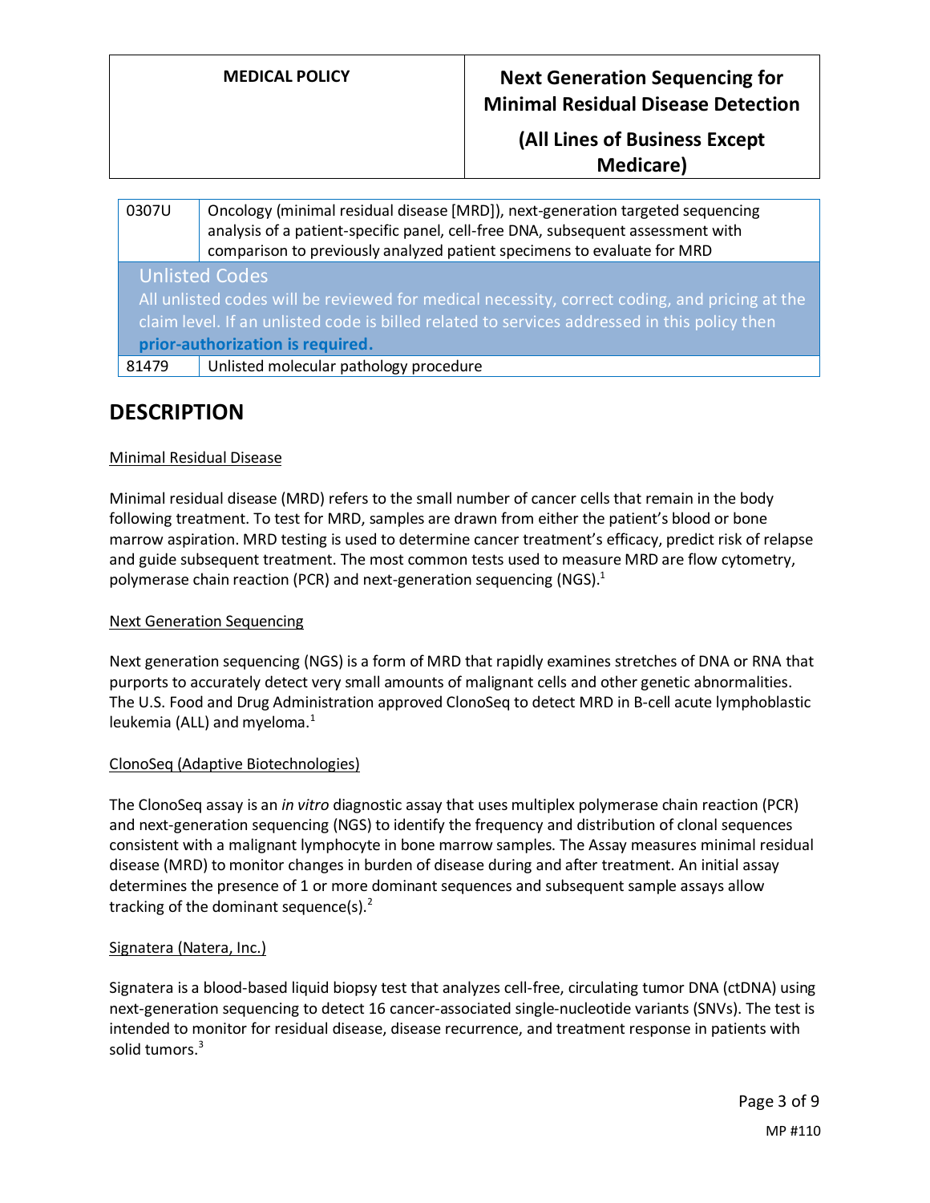| | |
|---|---|
| 0307U | Oncology (minimal residual disease [MRD]), next-generation targeted sequencing analysis of a patient-specific panel, cell-free DNA, subsequent assessment with comparison to previously analyzed patient specimens to evaluate for MRD |
| **Unlisted Codes** All unlisted codes will be reviewed for medical necessity, correct coding, and pricing at the claim level. If an unlisted code is billed related to services addressed in this policy then **prior-authorization is required.** | |
| 81479 | Unlisted molecular pathology procedure |

## DESCRIPTION

Minimal Residual Disease

Minimal residual disease (MRD) refers to the small number of cancer cells that remain in the body following treatment. To test for MRD, samples are drawn from either the patient's blood or bone marrow aspiration. MRD testing is used to determine cancer treatment's efficacy, predict risk of relapse and guide subsequent treatment. The most common tests used to measure MRD are flow cytometry, polymerase chain reaction (PCR) and next-generation sequencing (NGS).[1]

Next Generation Sequencing

Next generation sequencing (NGS) is a form of MRD that rapidly examines stretches of DNA or RNA that purports to accurately detect very small amounts of malignant cells and other genetic abnormalities. The U.S. Food and Drug Administration approved ClonoSeq to detect MRD in B-cell acute lymphoblastic leukemia (ALL) and myeloma.[1]

ClonoSeq (Adaptive Biotechnologies)

The ClonoSeq assay is an *in vitro* diagnostic assay that uses multiplex polymerase chain reaction (PCR) and next-generation sequencing (NGS) to identify the frequency and distribution of clonal sequences consistent with a malignant lymphocyte in bone marrow samples. The Assay measures minimal residual disease (MRD) to monitor changes in burden of disease during and after treatment. An initial assay determines the presence of 1 or more dominant sequences and subsequent sample assays allow tracking of the dominant sequence(s).[2]

Signatera (Natera, Inc.)

Signatera is a blood-based liquid biopsy test that analyzes cell-free, circulating tumor DNA (ctDNA) using next-generation sequencing to detect 16 cancer-associated single-nucleotide variants (SNVs). The test is intended to monitor for residual disease, disease recurrence, and treatment response in patients with solid tumors.[3]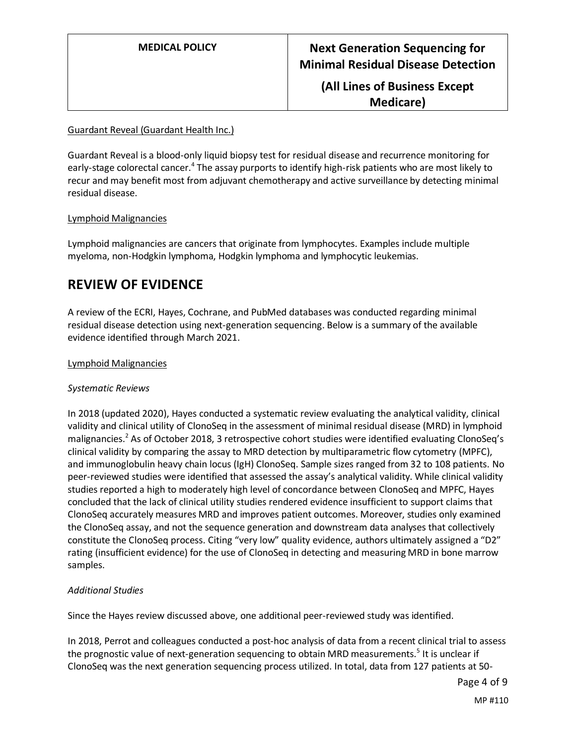Guardant Reveal (Guardant Health Inc.)

Guardant Reveal is a blood-only liquid biopsy test for residual disease and recurrence monitoring for early-stage colorectal cancer.[4] The assay purports to identify high-risk patients who are most likely to recur and may benefit most from adjuvant chemotherapy and active surveillance by detecting minimal residual disease.

Lymphoid Malignancies

Lymphoid malignancies are cancers that originate from lymphocytes. Examples include multiple myeloma, non-Hodgkin lymphoma, Hodgkin lymphoma and lymphocytic leukemias.

# REVIEW OF EVIDENCE

A review of the ECRI, Hayes, Cochrane, and PubMed databases was conducted regarding minimal residual disease detection using next-generation sequencing. Below is a summary of the available evidence identified through March 2021.

Lymphoid Malignancies

*Systematic Reviews*

In 2018 (updated 2020), Hayes conducted a systematic review evaluating the analytical validity, clinical validity and clinical utility of ClonoSeq in the assessment of minimal residual disease (MRD) in lymphoid malignancies.[2] As of October 2018, 3 retrospective cohort studies were identified evaluating ClonoSeq's clinical validity by comparing the assay to MRD detection by multiparametric flow cytometry (MPFC), and immunoglobulin heavy chain locus (IgH) ClonoSeq. Sample sizes ranged from 32 to 108 patients. No peer-reviewed studies were identified that assessed the assay's analytical validity. While clinical validity studies reported a high to moderately high level of concordance between ClonoSeq and MPFC, Hayes concluded that the lack of clinical utility studies rendered evidence insufficient to support claims that ClonoSeq accurately measures MRD and improves patient outcomes. Moreover, studies only examined the ClonoSeq assay, and not the sequence generation and downstream data analyses that collectively constitute the ClonoSeq process. Citing "very low" quality evidence, authors ultimately assigned a "D2" rating (insufficient evidence) for the use of ClonoSeq in detecting and measuring MRD in bone marrow samples.

*Additional Studies*

Since the Hayes review discussed above, one additional peer-reviewed study was identified.

In 2018, Perrot and colleagues conducted a post-hoc analysis of data from a recent clinical trial to assess the prognostic value of next-generation sequencing to obtain MRD measurements.[5] It is unclear if ClonoSeq was the next generation sequencing process utilized. In total, data from 127 patients at 50-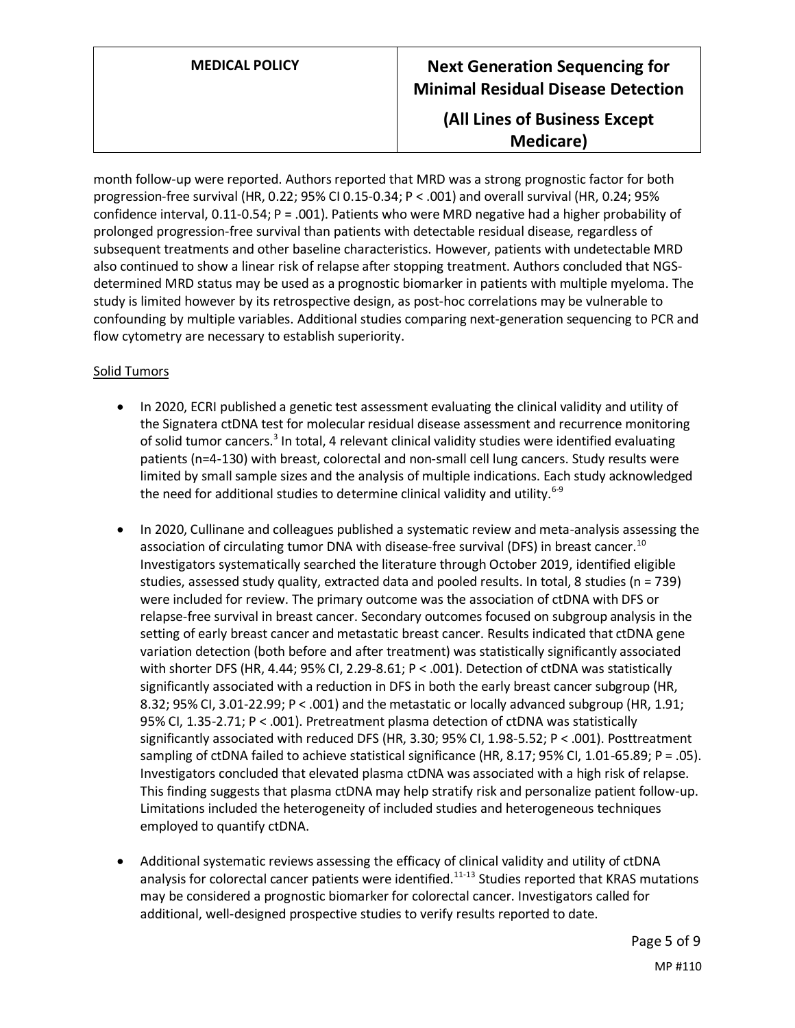month follow-up were reported. Authors reported that MRD was a strong prognostic factor for both progression-free survival (HR, 0.22; 95% CI 0.15-0.34; P < .001) and overall survival (HR, 0.24; 95% confidence interval, 0.11-0.54; P = .001). Patients who were MRD negative had a higher probability of prolonged progression-free survival than patients with detectable residual disease, regardless of subsequent treatments and other baseline characteristics. However, patients with undetectable MRD also continued to show a linear risk of relapse after stopping treatment. Authors concluded that NGS-determined MRD status may be used as a prognostic biomarker in patients with multiple myeloma. The study is limited however by its retrospective design, as post-hoc correlations may be vulnerable to confounding by multiple variables. Additional studies comparing next-generation sequencing to PCR and flow cytometry are necessary to establish superiority.

<u>Solid Tumors</u>

- In 2020, ECRI published a genetic test assessment evaluating the clinical validity and utility of the Signatera ctDNA test for molecular residual disease assessment and recurrence monitoring of solid tumor cancers.[3] In total, 4 relevant clinical validity studies were identified evaluating patients (n=4-130) with breast, colorectal and non-small cell lung cancers. Study results were limited by small sample sizes and the analysis of multiple indications. Each study acknowledged the need for additional studies to determine clinical validity and utility.[6-9]

- In 2020, Cullinane and colleagues published a systematic review and meta-analysis assessing the association of circulating tumor DNA with disease-free survival (DFS) in breast cancer.[10] Investigators systematically searched the literature through October 2019, identified eligible studies, assessed study quality, extracted data and pooled results. In total, 8 studies (n = 739) were included for review. The primary outcome was the association of ctDNA with DFS or relapse-free survival in breast cancer. Secondary outcomes focused on subgroup analysis in the setting of early breast cancer and metastatic breast cancer. Results indicated that ctDNA gene variation detection (both before and after treatment) was statistically significantly associated with shorter DFS (HR, 4.44; 95% CI, 2.29-8.61; P < .001). Detection of ctDNA was statistically significantly associated with a reduction in DFS in both the early breast cancer subgroup (HR, 8.32; 95% CI, 3.01-22.99; P < .001) and the metastatic or locally advanced subgroup (HR, 1.91; 95% CI, 1.35-2.71; P < .001). Pretreatment plasma detection of ctDNA was statistically significantly associated with reduced DFS (HR, 3.30; 95% CI, 1.98-5.52; P < .001). Posttreatment sampling of ctDNA failed to achieve statistical significance (HR, 8.17; 95% CI, 1.01-65.89; P = .05). Investigators concluded that elevated plasma ctDNA was associated with a high risk of relapse. This finding suggests that plasma ctDNA may help stratify risk and personalize patient follow-up. Limitations included the heterogeneity of included studies and heterogeneous techniques employed to quantify ctDNA.

- Additional systematic reviews assessing the efficacy of clinical validity and utility of ctDNA analysis for colorectal cancer patients were identified.[11-13] Studies reported that KRAS mutations may be considered a prognostic biomarker for colorectal cancer. Investigators called for additional, well-designed prospective studies to verify results reported to date.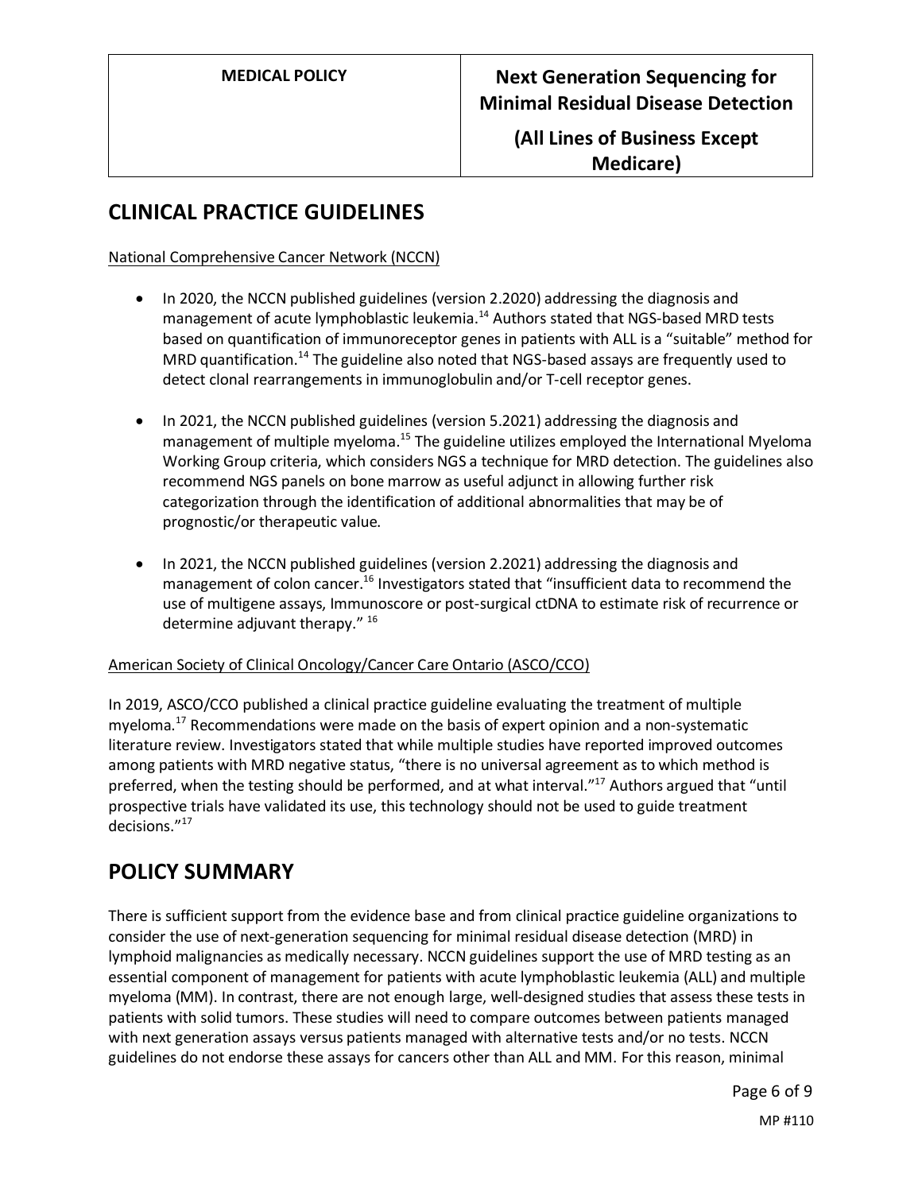## CLINICAL PRACTICE GUIDELINES

National Comprehensive Cancer Network (NCCN)

- In 2020, the NCCN published guidelines (version 2.2020) addressing the diagnosis and management of acute lymphoblastic leukemia.[14] Authors stated that NGS-based MRD tests based on quantification of immunoreceptor genes in patients with ALL is a "suitable" method for MRD quantification.[14] The guideline also noted that NGS-based assays are frequently used to detect clonal rearrangements in immunoglobulin and/or T-cell receptor genes.
- In 2021, the NCCN published guidelines (version 5.2021) addressing the diagnosis and management of multiple myeloma.[15] The guideline utilizes employed the International Myeloma Working Group criteria, which considers NGS a technique for MRD detection. The guidelines also recommend NGS panels on bone marrow as useful adjunct in allowing further risk categorization through the identification of additional abnormalities that may be of prognostic/or therapeutic value.
- In 2021, the NCCN published guidelines (version 2.2021) addressing the diagnosis and management of colon cancer.[16] Investigators stated that "insufficient data to recommend the use of multigene assays, Immunoscore or post-surgical ctDNA to estimate risk of recurrence or determine adjuvant therapy." [16]

American Society of Clinical Oncology/Cancer Care Ontario (ASCO/CCO)

In 2019, ASCO/CCO published a clinical practice guideline evaluating the treatment of multiple myeloma.[17] Recommendations were made on the basis of expert opinion and a non-systematic literature review. Investigators stated that while multiple studies have reported improved outcomes among patients with MRD negative status, "there is no universal agreement as to which method is preferred, when the testing should be performed, and at what interval."[17] Authors argued that "until prospective trials have validated its use, this technology should not be used to guide treatment decisions."[17]

## POLICY SUMMARY

There is sufficient support from the evidence base and from clinical practice guideline organizations to consider the use of next-generation sequencing for minimal residual disease detection (MRD) in lymphoid malignancies as medically necessary. NCCN guidelines support the use of MRD testing as an essential component of management for patients with acute lymphoblastic leukemia (ALL) and multiple myeloma (MM). In contrast, there are not enough large, well-designed studies that assess these tests in patients with solid tumors. These studies will need to compare outcomes between patients managed with next generation assays versus patients managed with alternative tests and/or no tests. NCCN guidelines do not endorse these assays for cancers other than ALL and MM. For this reason, minimal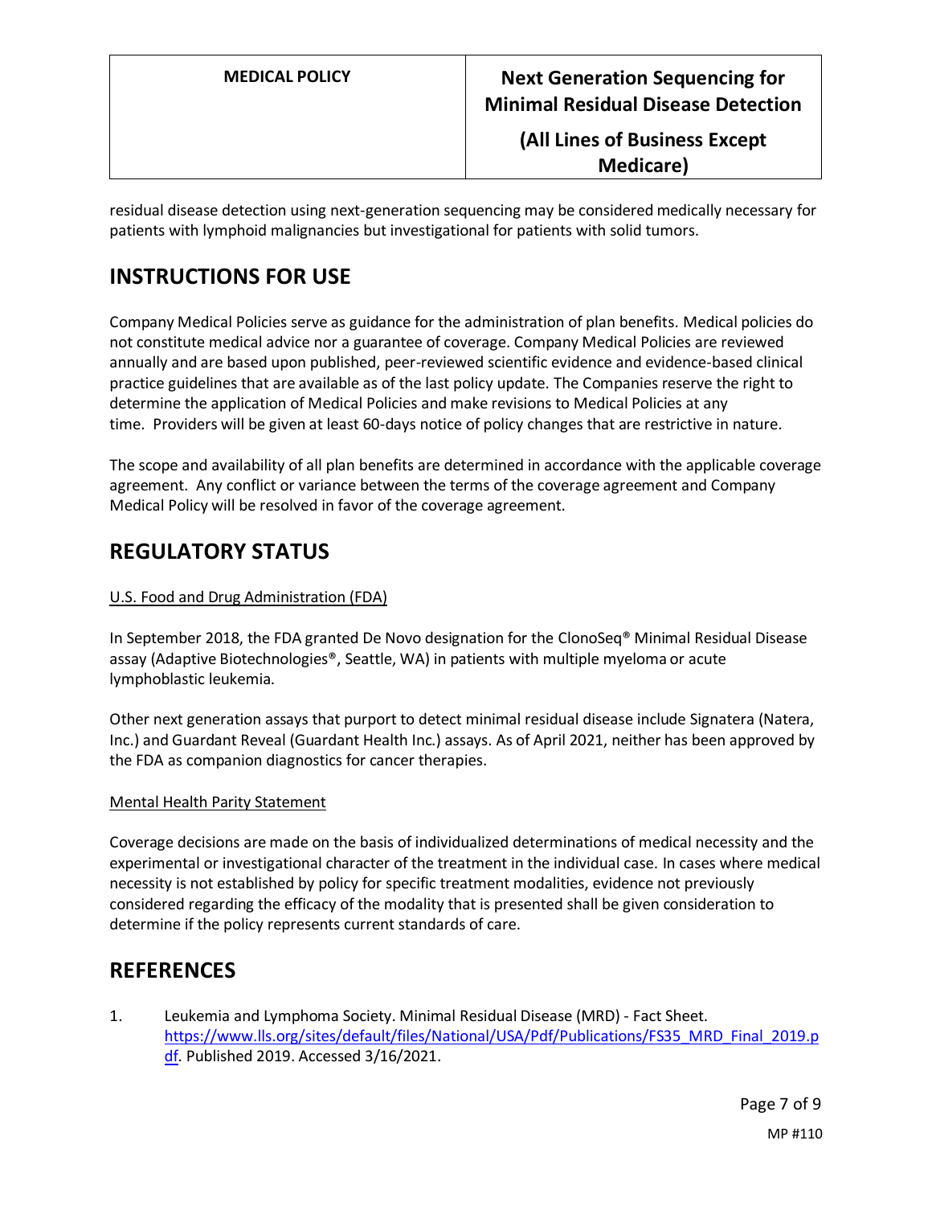residual disease detection using next-generation sequencing may be considered medically necessary for patients with lymphoid malignancies but investigational for patients with solid tumors.

## INSTRUCTIONS FOR USE

Company Medical Policies serve as guidance for the administration of plan benefits. Medical policies do not constitute medical advice nor a guarantee of coverage. Company Medical Policies are reviewed annually and are based upon published, peer-reviewed scientific evidence and evidence-based clinical practice guidelines that are available as of the last policy update. The Companies reserve the right to determine the application of Medical Policies and make revisions to Medical Policies at any time. Providers will be given at least 60-days notice of policy changes that are restrictive in nature.

The scope and availability of all plan benefits are determined in accordance with the applicable coverage agreement. Any conflict or variance between the terms of the coverage agreement and Company Medical Policy will be resolved in favor of the coverage agreement.

## REGULATORY STATUS

U.S. Food and Drug Administration (FDA)

In September 2018, the FDA granted De Novo designation for the ClonoSeq® Minimal Residual Disease assay (Adaptive Biotechnologies®, Seattle, WA) in patients with multiple myeloma or acute lymphoblastic leukemia.

Other next generation assays that purport to detect minimal residual disease include Signatera (Natera, Inc.) and Guardant Reveal (Guardant Health Inc.) assays. As of April 2021, neither has been approved by the FDA as companion diagnostics for cancer therapies.

Mental Health Parity Statement

Coverage decisions are made on the basis of individualized determinations of medical necessity and the experimental or investigational character of the treatment in the individual case. In cases where medical necessity is not established by policy for specific treatment modalities, evidence not previously considered regarding the efficacy of the modality that is presented shall be given consideration to determine if the policy represents current standards of care.

## REFERENCES

1. Leukemia and Lymphoma Society. Minimal Residual Disease (MRD) - Fact Sheet. https://www.lls.org/sites/default/files/National/USA/Pdf/Publications/FS35_MRD_Final_2019.pdf. Published 2019. Accessed 3/16/2021.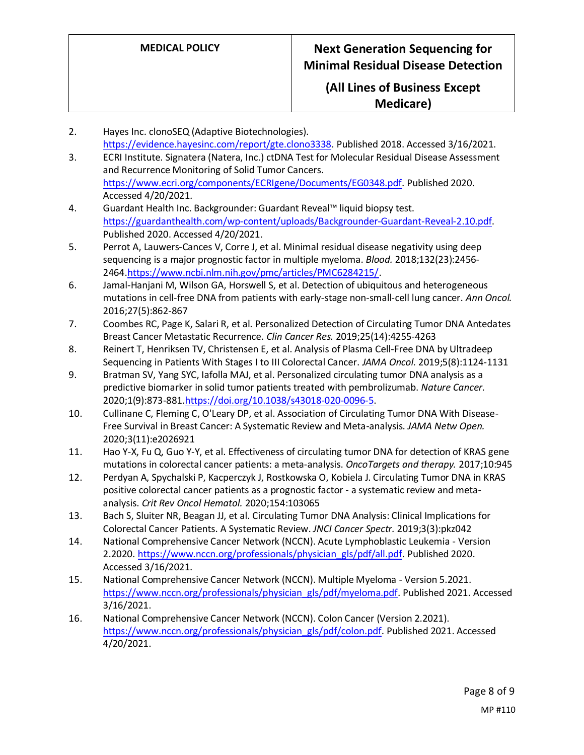2. Hayes Inc. clonoSEQ (Adaptive Biotechnologies). https://evidence.hayesinc.com/report/gte.clono3338. Published 2018. Accessed 3/16/2021.
3. ECRI Institute. Signatera (Natera, Inc.) ctDNA Test for Molecular Residual Disease Assessment and Recurrence Monitoring of Solid Tumor Cancers. https://www.ecri.org/components/ECRIgene/Documents/EG0348.pdf. Published 2020. Accessed 4/20/2021.
4. Guardant Health Inc. Backgrounder: Guardant Reveal™ liquid biopsy test. https://guardanthealth.com/wp-content/uploads/Backgrounder-Guardant-Reveal-2.10.pdf. Published 2020. Accessed 4/20/2021.
5. Perrot A, Lauwers-Cances V, Corre J, et al. Minimal residual disease negativity using deep sequencing is a major prognostic factor in multiple myeloma. *Blood.* 2018;132(23):2456-2464.https://www.ncbi.nlm.nih.gov/pmc/articles/PMC6284215/.
6. Jamal-Hanjani M, Wilson GA, Horswell S, et al. Detection of ubiquitous and heterogeneous mutations in cell-free DNA from patients with early-stage non-small-cell lung cancer. *Ann Oncol.* 2016;27(5):862-867
7. Coombes RC, Page K, Salari R, et al. Personalized Detection of Circulating Tumor DNA Antedates Breast Cancer Metastatic Recurrence. *Clin Cancer Res.* 2019;25(14):4255-4263
8. Reinert T, Henriksen TV, Christensen E, et al. Analysis of Plasma Cell-Free DNA by Ultradeep Sequencing in Patients With Stages I to III Colorectal Cancer. *JAMA Oncol.* 2019;5(8):1124-1131
9. Bratman SV, Yang SYC, Iafolla MAJ, et al. Personalized circulating tumor DNA analysis as a predictive biomarker in solid tumor patients treated with pembrolizumab. *Nature Cancer.* 2020;1(9):873-881.https://doi.org/10.1038/s43018-020-0096-5.
10. Cullinane C, Fleming C, O'Leary DP, et al. Association of Circulating Tumor DNA With Disease-Free Survival in Breast Cancer: A Systematic Review and Meta-analysis. *JAMA Netw Open.* 2020;3(11):e2026921
11. Hao Y-X, Fu Q, Guo Y-Y, et al. Effectiveness of circulating tumor DNA for detection of KRAS gene mutations in colorectal cancer patients: a meta-analysis. *OncoTargets and therapy.* 2017;10:945
12. Perdyan A, Spychalski P, Kacperczyk J, Rostkowska O, Kobiela J. Circulating Tumor DNA in KRAS positive colorectal cancer patients as a prognostic factor - a systematic review and meta-analysis. *Crit Rev Oncol Hematol.* 2020;154:103065
13. Bach S, Sluiter NR, Beagan JJ, et al. Circulating Tumor DNA Analysis: Clinical Implications for Colorectal Cancer Patients. A Systematic Review. *JNCI Cancer Spectr.* 2019;3(3):pkz042
14. National Comprehensive Cancer Network (NCCN). Acute Lymphoblastic Leukemia - Version 2.2020. https://www.nccn.org/professionals/physician_gls/pdf/all.pdf. Published 2020. Accessed 3/16/2021.
15. National Comprehensive Cancer Network (NCCN). Multiple Myeloma - Version 5.2021. https://www.nccn.org/professionals/physician_gls/pdf/myeloma.pdf. Published 2021. Accessed 3/16/2021.
16. National Comprehensive Cancer Network (NCCN). Colon Cancer (Version 2.2021). https://www.nccn.org/professionals/physician_gls/pdf/colon.pdf. Published 2021. Accessed 4/20/2021.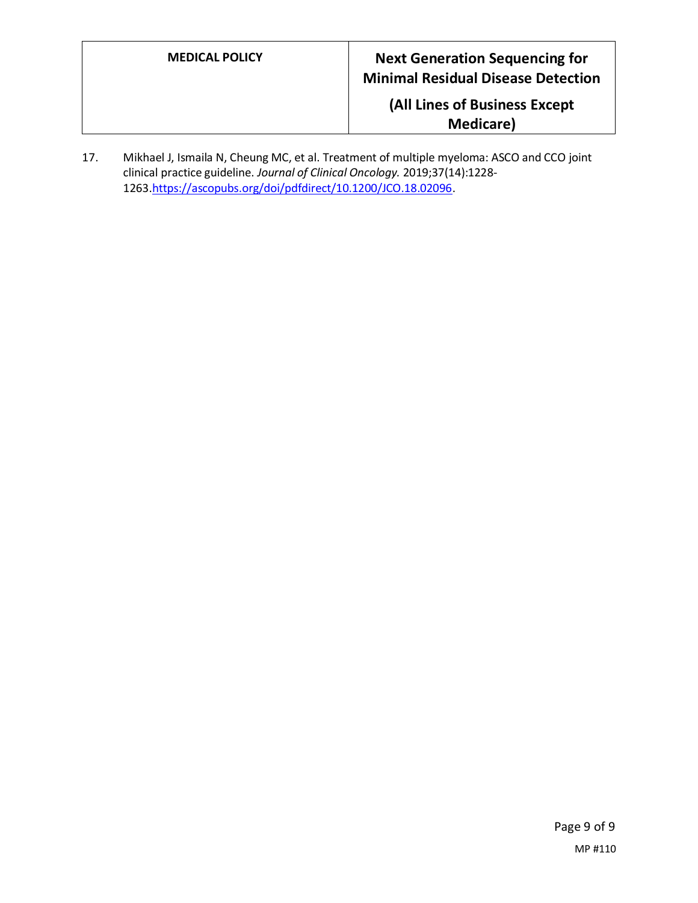17. Mikhael J, Ismaila N, Cheung MC, et al. Treatment of multiple myeloma: ASCO and CCO joint clinical practice guideline. *Journal of Clinical Oncology.* 2019;37(14):1228-1263.https://ascopubs.org/doi/pdfdirect/10.1200/JCO.18.02096.